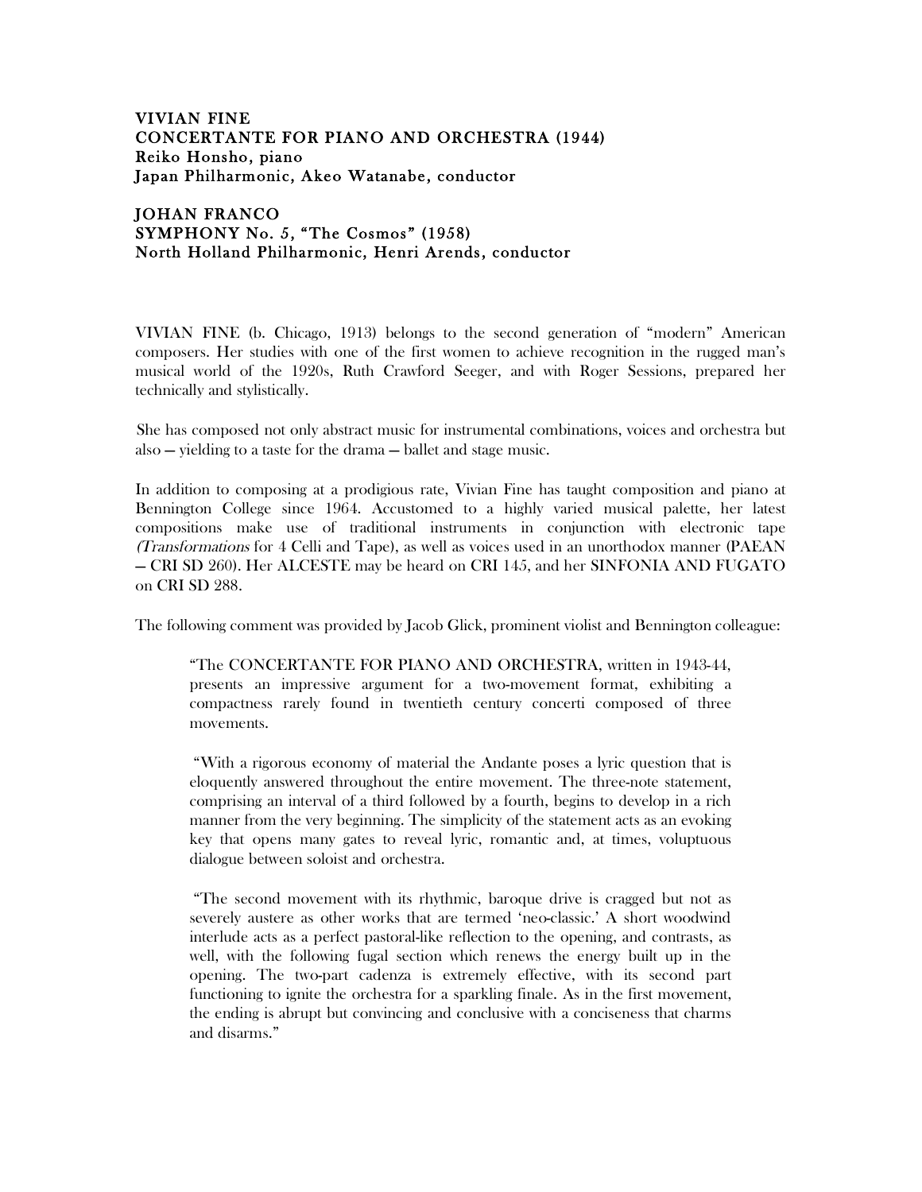**VIVIAN FINE**
**CONCERTANTE FOR PIANO AND ORCHESTRA (1944)**
**Reiko Honsho, piano**
**Japan Philharmonic, Akeo Watanabe, conductor**

**JOHAN FRANCO**
**SYMPHONY No. 5, "The Cosmos" (1958)**
**North Holland Philharmonic, Henri Arends, conductor**

VIVIAN FINE (b. Chicago, 1913) belongs to the second generation of "modern" American composers. Her studies with one of the first women to achieve recognition in the rugged man's musical world of the 1920s, Ruth Crawford Seeger, and with Roger Sessions, prepared her technically and stylistically.

She has composed not only abstract music for instrumental combinations, voices and orchestra but also — yielding to a taste for the drama — ballet and stage music.

In addition to composing at a prodigious rate, Vivian Fine has taught composition and piano at Bennington College since 1964. Accustomed to a highly varied musical palette, her latest compositions make use of traditional instruments in conjunction with electronic tape (*Transformations* for 4 Celli and Tape), as well as voices used in an unorthodox manner (PAEAN — CRI SD 260). Her ALCESTE may be heard on CRI 145, and her SINFONIA AND FUGATO on CRI SD 288.

The following comment was provided by Jacob Glick, prominent violist and Bennington colleague:

> "The CONCERTANTE FOR PIANO AND ORCHESTRA, written in 1943-44, presents an impressive argument for a two-movement format, exhibiting a compactness rarely found in twentieth century concerti composed of three movements.
>
> "With a rigorous economy of material the Andante poses a lyric question that is eloquently answered throughout the entire movement. The three-note statement, comprising an interval of a third followed by a fourth, begins to develop in a rich manner from the very beginning. The simplicity of the statement acts as an evoking key that opens many gates to reveal lyric, romantic and, at times, voluptuous dialogue between soloist and orchestra.
>
> "The second movement with its rhythmic, baroque drive is cragged but not as severely austere as other works that are termed 'neo-classic.' A short woodwind interlude acts as a perfect pastoral-like reflection to the opening, and contrasts, as well, with the following fugal section which renews the energy built up in the opening. The two-part cadenza is extremely effective, with its second part functioning to ignite the orchestra for a sparkling finale. As in the first movement, the ending is abrupt but convincing and conclusive with a conciseness that charms and disarms."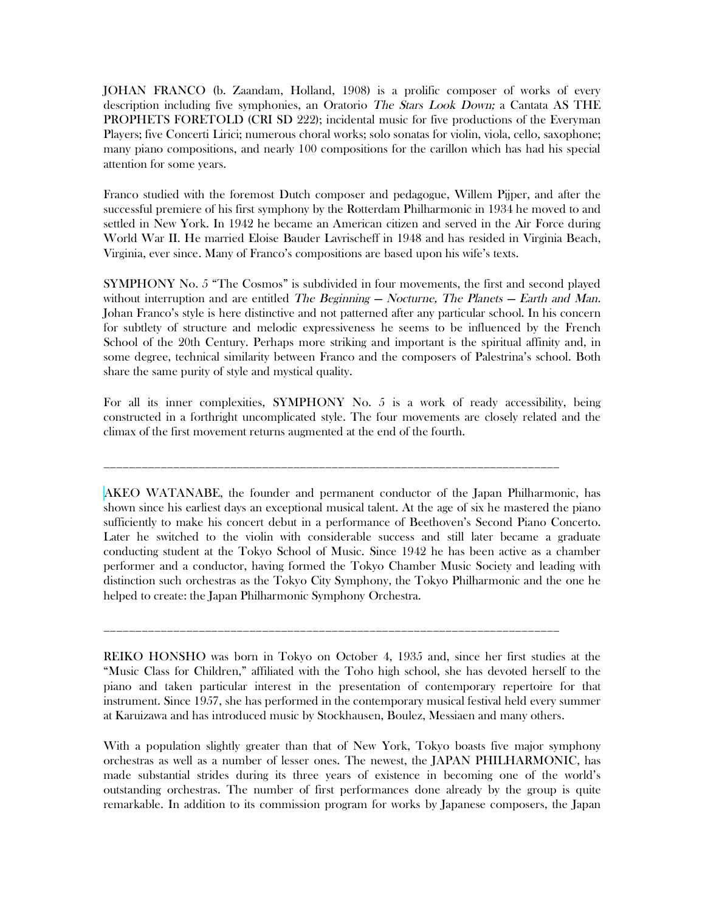JOHAN FRANCO (b. Zaandam, Holland, 1908) is a prolific composer of works of every description including five symphonies, an Oratorio *The Stars Look Down;* a Cantata AS THE PROPHETS FORETOLD (CRI SD 222); incidental music for five productions of the Everyman Players; five Concerti Lirici; numerous choral works; solo sonatas for violin, viola, cello, saxophone; many piano compositions, and nearly 100 compositions for the carillon which has had his special attention for some years.

Franco studied with the foremost Dutch composer and pedagogue, Willem Pijper, and after the successful premiere of his first symphony by the Rotterdam Philharmonic in 1934 he moved to and settled in New York. In 1942 he became an American citizen and served in the Air Force during World War II. He married Eloise Bauder Lavrischeff in 1948 and has resided in Virginia Beach, Virginia, ever since. Many of Franco's compositions are based upon his wife's texts.

SYMPHONY No. 5 "The Cosmos" is subdivided in four movements, the first and second played without interruption and are entitled *The Beginning — Nocturne, The Planets — Earth and Man.* Johan Franco's style is here distinctive and not patterned after any particular school. In his concern for subtlety of structure and melodic expressiveness he seems to be influenced by the French School of the 20th Century. Perhaps more striking and important is the spiritual affinity and, in some degree, technical similarity between Franco and the composers of Palestrina's school. Both share the same purity of style and mystical quality.

For all its inner complexities, SYMPHONY No. 5 is a work of ready accessibility, being constructed in a forthright uncomplicated style. The four movements are closely related and the climax of the first movement returns augmented at the end of the fourth.

---

AKEO WATANABE, the founder and permanent conductor of the Japan Philharmonic, has shown since his earliest days an exceptional musical talent. At the age of six he mastered the piano sufficiently to make his concert debut in a performance of Beethoven's Second Piano Concerto. Later he switched to the violin with considerable success and still later became a graduate conducting student at the Tokyo School of Music. Since 1942 he has been active as a chamber performer and a conductor, having formed the Tokyo Chamber Music Society and leading with distinction such orchestras as the Tokyo City Symphony, the Tokyo Philharmonic and the one he helped to create: the Japan Philharmonic Symphony Orchestra.

---

REIKO HONSHO was born in Tokyo on October 4, 1935 and, since her first studies at the "Music Class for Children," affiliated with the Toho high school, she has devoted herself to the piano and taken particular interest in the presentation of contemporary repertoire for that instrument. Since 1957, she has performed in the contemporary musical festival held every summer at Karuizawa and has introduced music by Stockhausen, Boulez, Messiaen and many others.

With a population slightly greater than that of New York, Tokyo boasts five major symphony orchestras as well as a number of lesser ones. The newest, the JAPAN PHILHARMONIC, has made substantial strides during its three years of existence in becoming one of the world's outstanding orchestras. The number of first performances done already by the group is quite remarkable. In addition to its commission program for works by Japanese composers, the Japan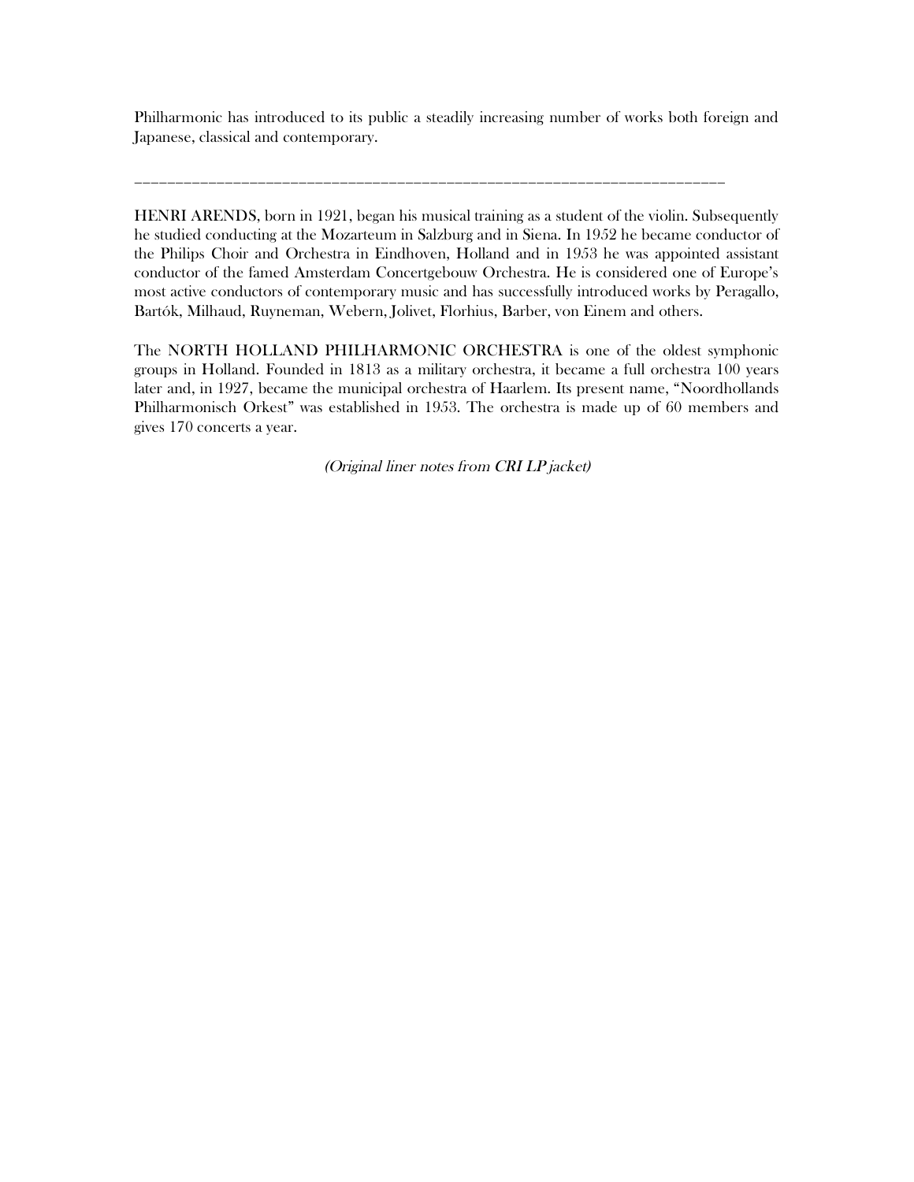Philharmonic has introduced to its public a steadily increasing number of works both foreign and Japanese, classical and contemporary.

---

**HENRI ARENDS**, born in 1921, began his musical training as a student of the violin. Subsequently he studied conducting at the Mozarteum in Salzburg and in Siena. In 1952 he became conductor of the Philips Choir and Orchestra in Eindhoven, Holland and in 1953 he was appointed assistant conductor of the famed Amsterdam Concertgebouw Orchestra. He is considered one of Europe's most active conductors of contemporary music and has successfully introduced works by Peragallo, Bartók, Milhaud, Ruyneman, Webern, Jolivet, Florhius, Barber, von Einem and others.

The **NORTH HOLLAND PHILHARMONIC ORCHESTRA** is one of the oldest symphonic groups in Holland. Founded in 1813 as a military orchestra, it became a full orchestra 100 years later and, in 1927, became the municipal orchestra of Haarlem. Its present name, "Noordhollands Philharmonisch Orkest" was established in 1953. The orchestra is made up of 60 members and gives 170 concerts a year.

*(Original liner notes from CRI LP jacket)*